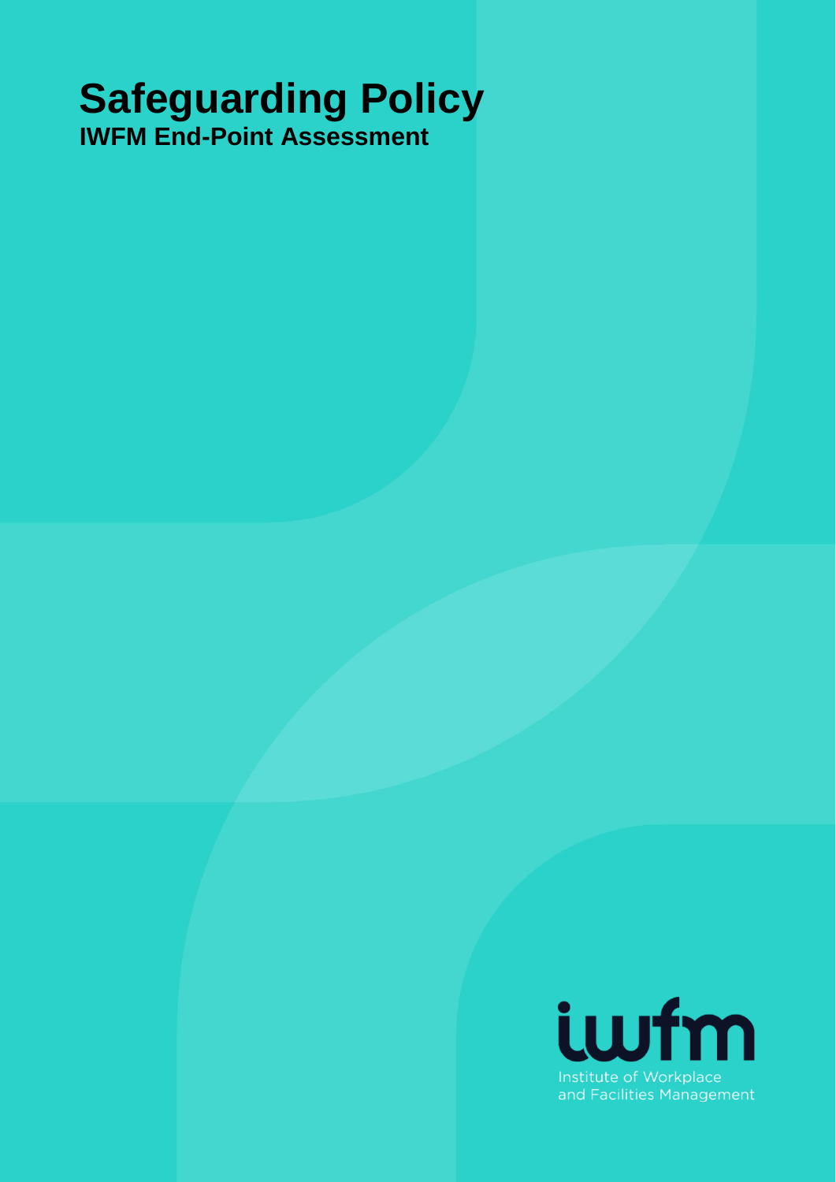# Safeguarding Policy

## IWFM End-Point Assessment

iwfm

Institute of Workplace and Facilities Management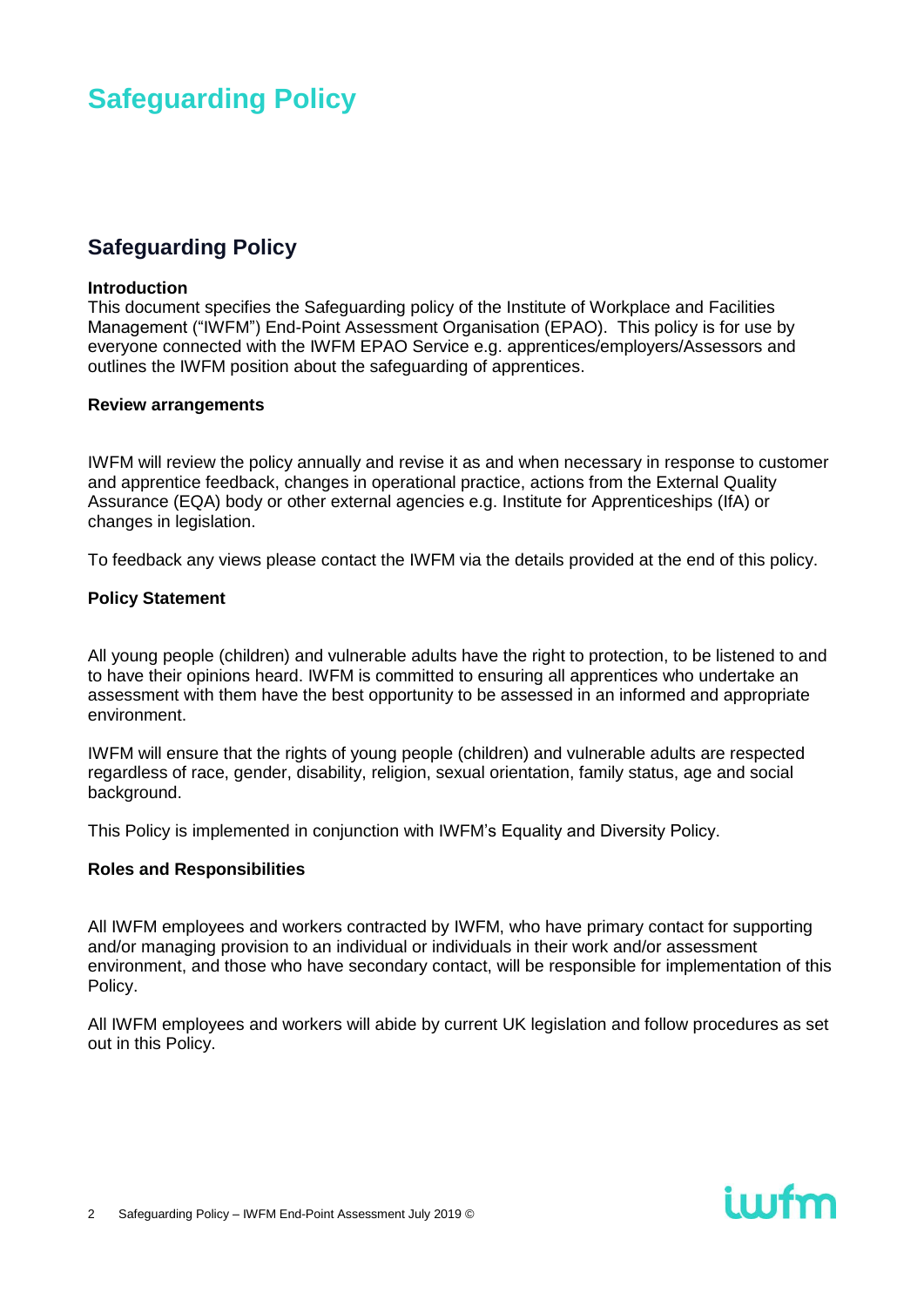# Safeguarding Policy

## Safeguarding Policy

**Introduction**

This document specifies the Safeguarding policy of the Institute of Workplace and Facilities Management ("IWFM") End-Point Assessment Organisation (EPAO). This policy is for use by everyone connected with the IWFM EPAO Service e.g. apprentices/employers/Assessors and outlines the IWFM position about the safeguarding of apprentices.

**Review arrangements**

IWFM will review the policy annually and revise it as and when necessary in response to customer and apprentice feedback, changes in operational practice, actions from the External Quality Assurance (EQA) body or other external agencies e.g. Institute for Apprenticeships (IfA) or changes in legislation.

To feedback any views please contact the IWFM via the details provided at the end of this policy.

**Policy Statement**

All young people (children) and vulnerable adults have the right to protection, to be listened to and to have their opinions heard. IWFM is committed to ensuring all apprentices who undertake an assessment with them have the best opportunity to be assessed in an informed and appropriate environment.

IWFM will ensure that the rights of young people (children) and vulnerable adults are respected regardless of race, gender, disability, religion, sexual orientation, family status, age and social background.

This Policy is implemented in conjunction with IWFM's Equality and Diversity Policy.

**Roles and Responsibilities**

All IWFM employees and workers contracted by IWFM, who have primary contact for supporting and/or managing provision to an individual or individuals in their work and/or assessment environment, and those who have secondary contact, will be responsible for implementation of this Policy.

All IWFM employees and workers will abide by current UK legislation and follow procedures as set out in this Policy.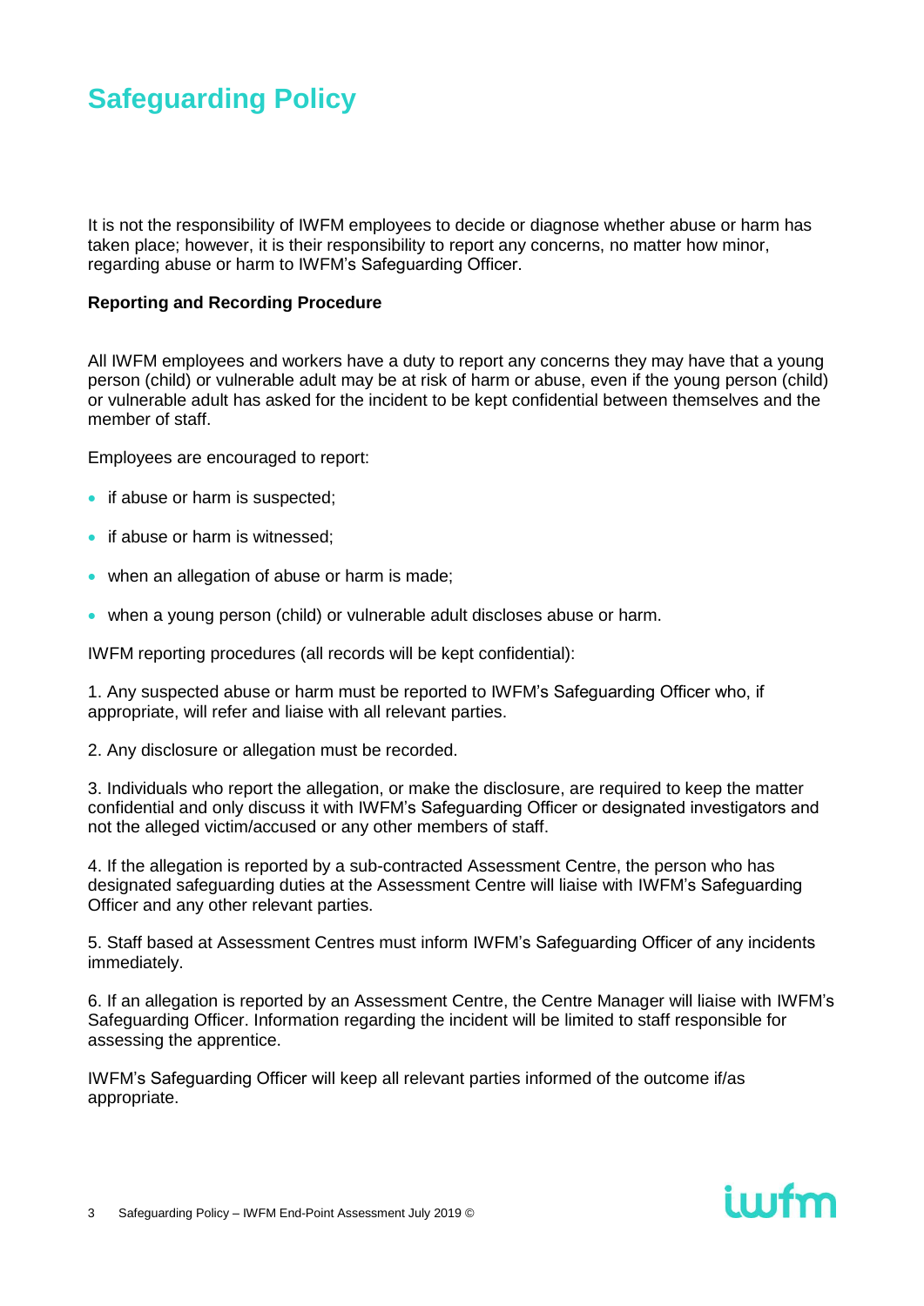# Safeguarding Policy

It is not the responsibility of IWFM employees to decide or diagnose whether abuse or harm has taken place; however, it is their responsibility to report any concerns, no matter how minor, regarding abuse or harm to IWFM's Safeguarding Officer.

**Reporting and Recording Procedure**

All IWFM employees and workers have a duty to report any concerns they may have that a young person (child) or vulnerable adult may be at risk of harm or abuse, even if the young person (child) or vulnerable adult has asked for the incident to be kept confidential between themselves and the member of staff.

Employees are encouraged to report:

- if abuse or harm is suspected;
- if abuse or harm is witnessed;
- when an allegation of abuse or harm is made;
- when a young person (child) or vulnerable adult discloses abuse or harm.

IWFM reporting procedures (all records will be kept confidential):

1. Any suspected abuse or harm must be reported to IWFM's Safeguarding Officer who, if appropriate, will refer and liaise with all relevant parties.

2. Any disclosure or allegation must be recorded.

3. Individuals who report the allegation, or make the disclosure, are required to keep the matter confidential and only discuss it with IWFM's Safeguarding Officer or designated investigators and not the alleged victim/accused or any other members of staff.

4. If the allegation is reported by a sub-contracted Assessment Centre, the person who has designated safeguarding duties at the Assessment Centre will liaise with IWFM's Safeguarding Officer and any other relevant parties.

5. Staff based at Assessment Centres must inform IWFM's Safeguarding Officer of any incidents immediately.

6. If an allegation is reported by an Assessment Centre, the Centre Manager will liaise with IWFM's Safeguarding Officer. Information regarding the incident will be limited to staff responsible for assessing the apprentice.

IWFM's Safeguarding Officer will keep all relevant parties informed of the outcome if/as appropriate.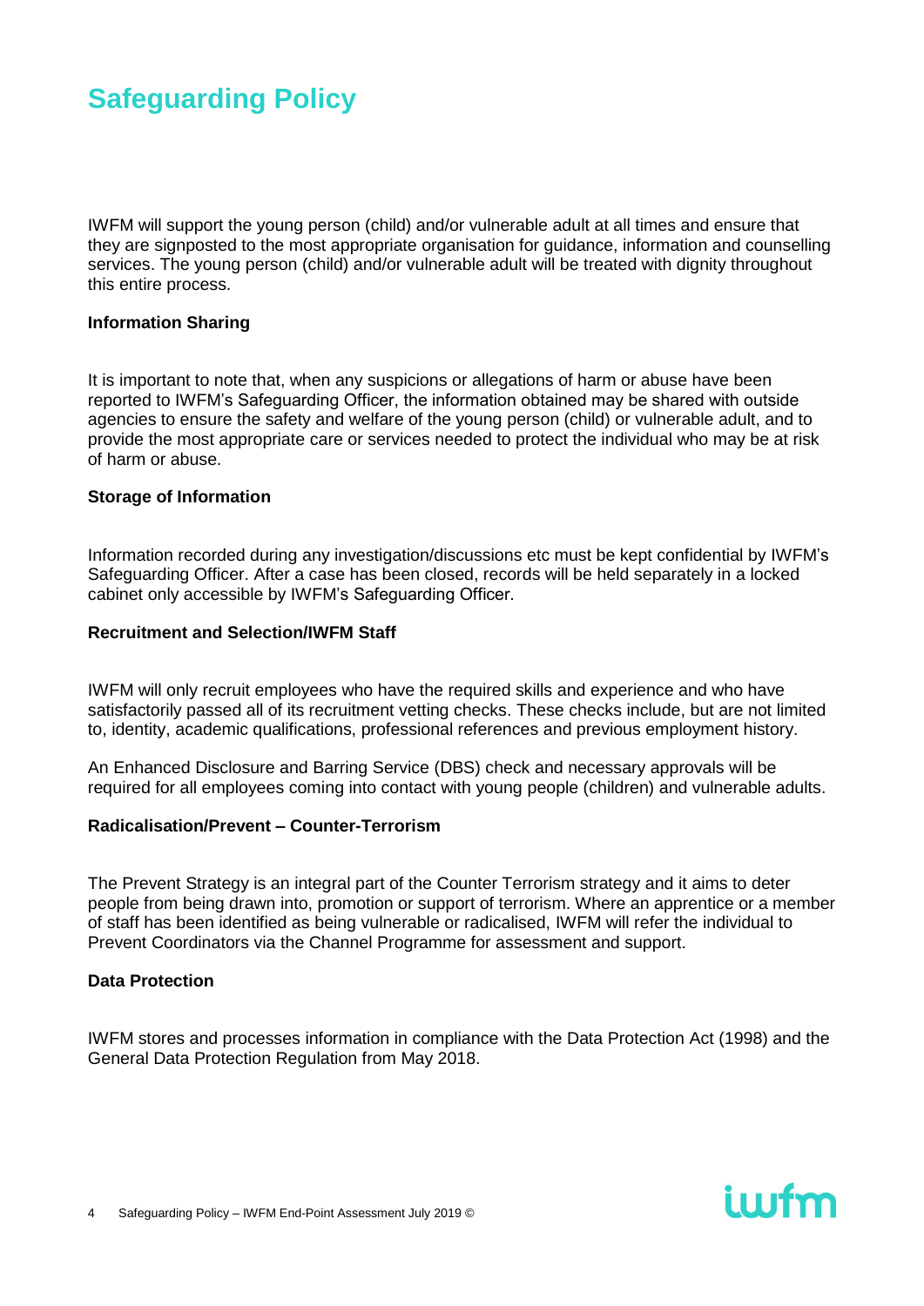# Safeguarding Policy

IWFM will support the young person (child) and/or vulnerable adult at all times and ensure that they are signposted to the most appropriate organisation for guidance, information and counselling services. The young person (child) and/or vulnerable adult will be treated with dignity throughout this entire process.

**Information Sharing**

It is important to note that, when any suspicions or allegations of harm or abuse have been reported to IWFM's Safeguarding Officer, the information obtained may be shared with outside agencies to ensure the safety and welfare of the young person (child) or vulnerable adult, and to provide the most appropriate care or services needed to protect the individual who may be at risk of harm or abuse.

**Storage of Information**

Information recorded during any investigation/discussions etc must be kept confidential by IWFM's Safeguarding Officer. After a case has been closed, records will be held separately in a locked cabinet only accessible by IWFM's Safeguarding Officer.

**Recruitment and Selection/IWFM Staff**

IWFM will only recruit employees who have the required skills and experience and who have satisfactorily passed all of its recruitment vetting checks. These checks include, but are not limited to, identity, academic qualifications, professional references and previous employment history.

An Enhanced Disclosure and Barring Service (DBS) check and necessary approvals will be required for all employees coming into contact with young people (children) and vulnerable adults.

**Radicalisation/Prevent – Counter-Terrorism**

The Prevent Strategy is an integral part of the Counter Terrorism strategy and it aims to deter people from being drawn into, promotion or support of terrorism. Where an apprentice or a member of staff has been identified as being vulnerable or radicalised, IWFM will refer the individual to Prevent Coordinators via the Channel Programme for assessment and support.

**Data Protection**

IWFM stores and processes information in compliance with the Data Protection Act (1998) and the General Data Protection Regulation from May 2018.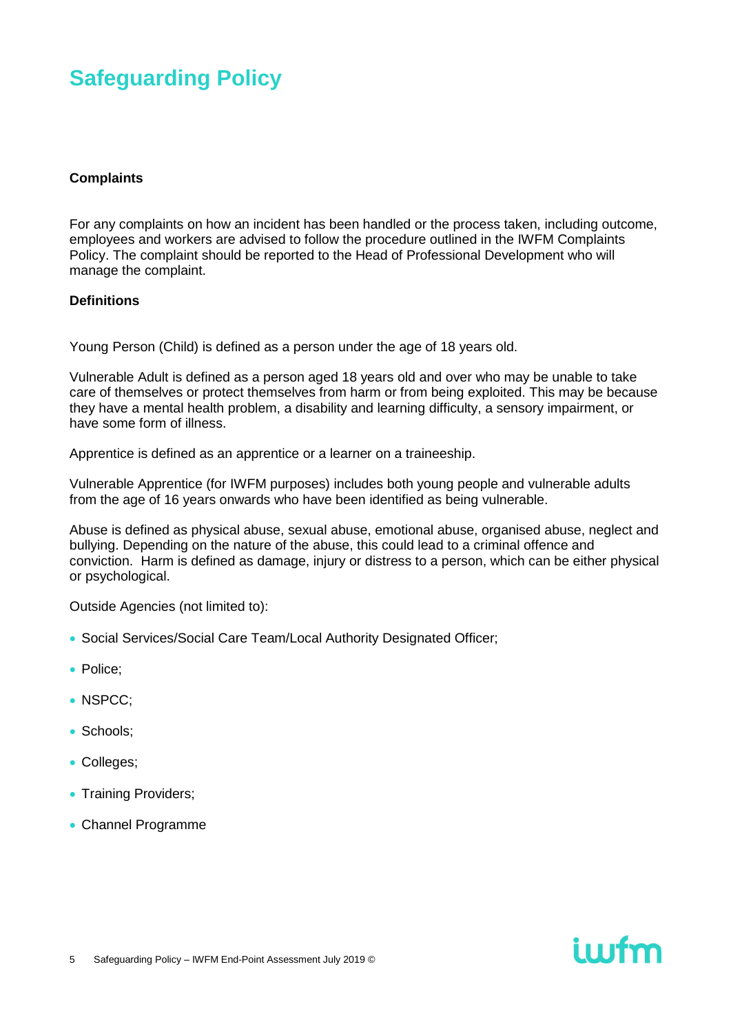# Safeguarding Policy

**Complaints**

For any complaints on how an incident has been handled or the process taken, including outcome, employees and workers are advised to follow the procedure outlined in the IWFM Complaints Policy. The complaint should be reported to the Head of Professional Development who will manage the complaint.

**Definitions**

Young Person (Child) is defined as a person under the age of 18 years old.

Vulnerable Adult is defined as a person aged 18 years old and over who may be unable to take care of themselves or protect themselves from harm or from being exploited. This may be because they have a mental health problem, a disability and learning difficulty, a sensory impairment, or have some form of illness.

Apprentice is defined as an apprentice or a learner on a traineeship.

Vulnerable Apprentice (for IWFM purposes) includes both young people and vulnerable adults from the age of 16 years onwards who have been identified as being vulnerable.

Abuse is defined as physical abuse, sexual abuse, emotional abuse, organised abuse, neglect and bullying. Depending on the nature of the abuse, this could lead to a criminal offence and conviction. Harm is defined as damage, injury or distress to a person, which can be either physical or psychological.

Outside Agencies (not limited to):

- Social Services/Social Care Team/Local Authority Designated Officer;
- Police;
- NSPCC;
- Schools;
- Colleges;
- Training Providers;
- Channel Programme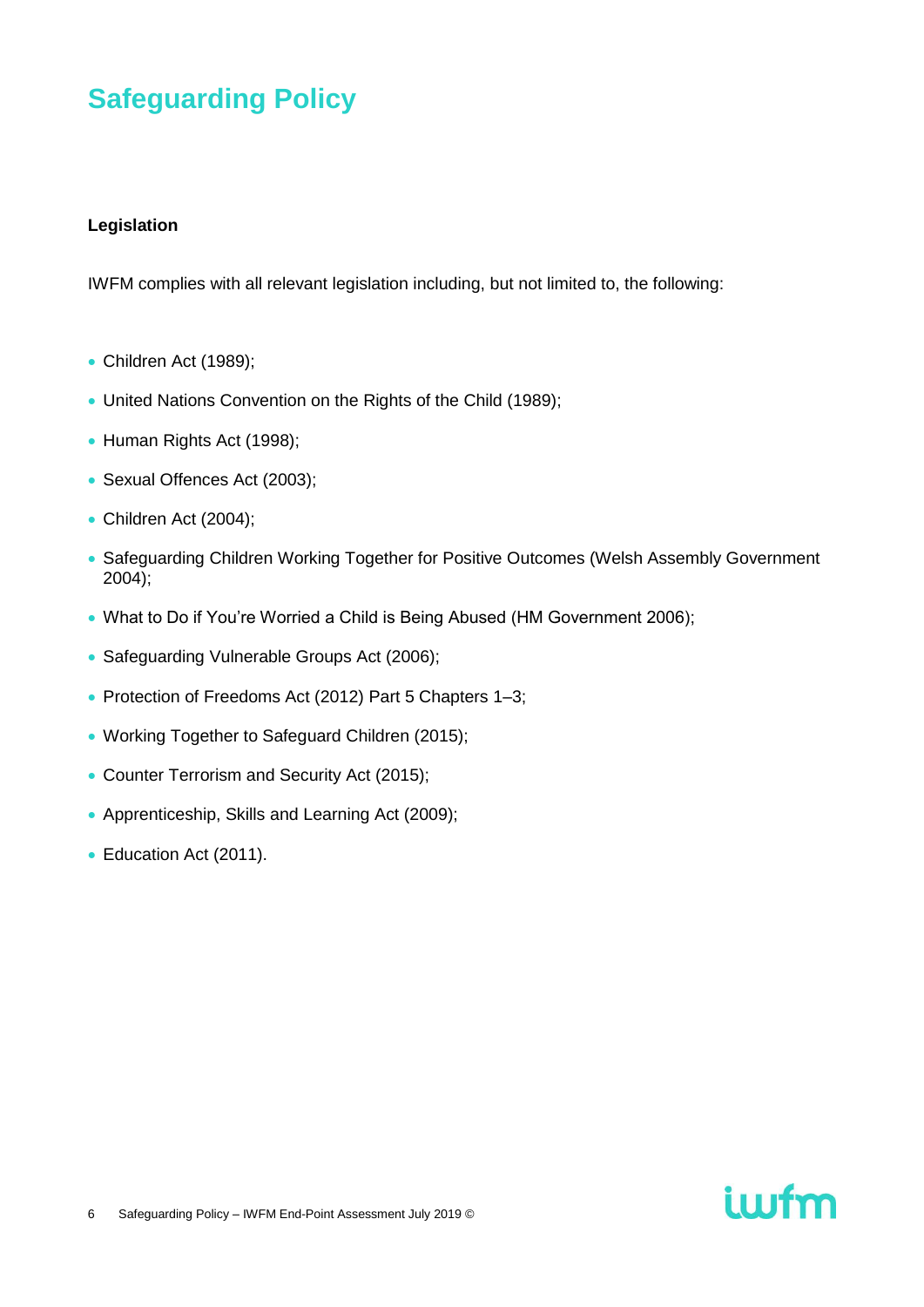# Safeguarding Policy

**Legislation**

IWFM complies with all relevant legislation including, but not limited to, the following:

- Children Act (1989);
- United Nations Convention on the Rights of the Child (1989);
- Human Rights Act (1998);
- Sexual Offences Act (2003);
- Children Act (2004);
- Safeguarding Children Working Together for Positive Outcomes (Welsh Assembly Government 2004);
- What to Do if You're Worried a Child is Being Abused (HM Government 2006);
- Safeguarding Vulnerable Groups Act (2006);
- Protection of Freedoms Act (2012) Part 5 Chapters 1–3;
- Working Together to Safeguard Children (2015);
- Counter Terrorism and Security Act (2015);
- Apprenticeship, Skills and Learning Act (2009);
- Education Act (2011).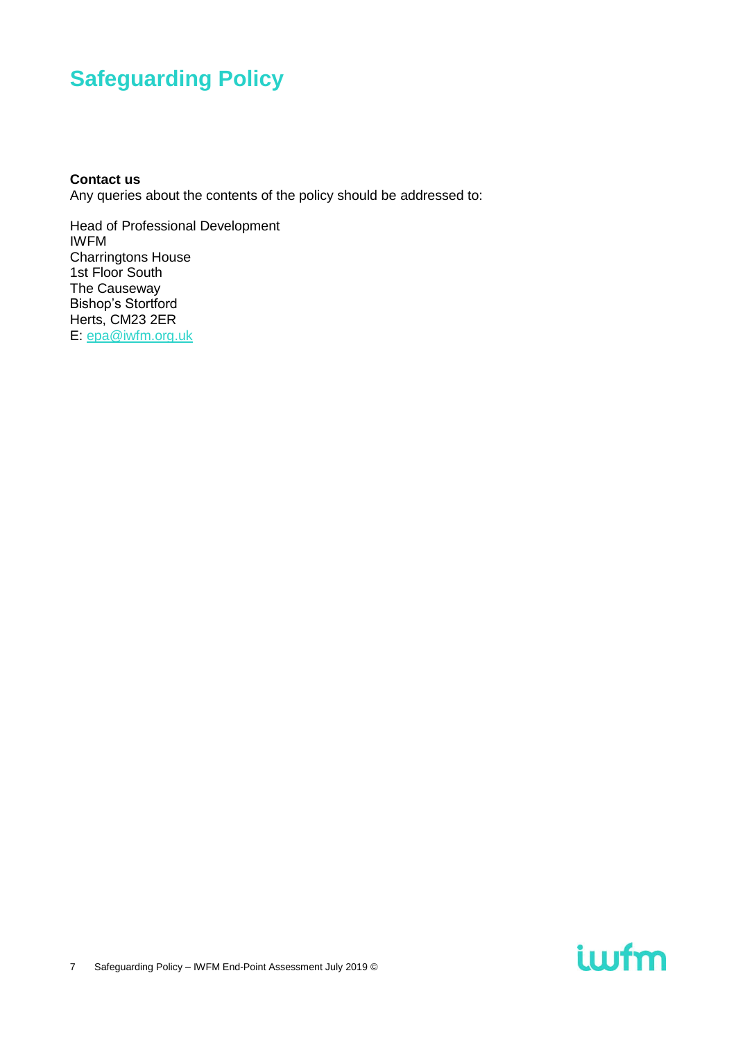# Safeguarding Policy

**Contact us**
Any queries about the contents of the policy should be addressed to:

Head of Professional Development
IWFM
Charringtons House
1st Floor South
The Causeway
Bishop's Stortford
Herts, CM23 2ER
E: epa@iwfm.org.uk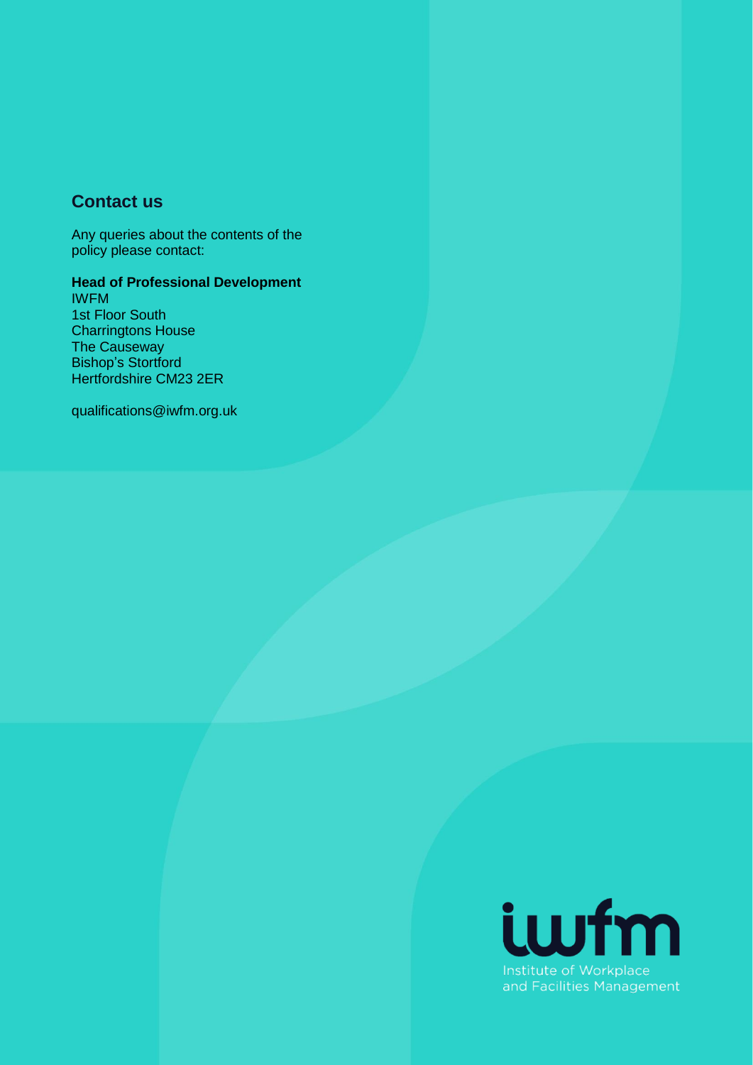## Contact us

Any queries about the contents of the policy please contact:

**Head of Professional Development**
IWFM
1st Floor South
Charringtons House
The Causeway
Bishop's Stortford
Hertfordshire CM23 2ER

qualifications@iwfm.org.uk

iwfm
Institute of Workplace and Facilities Management